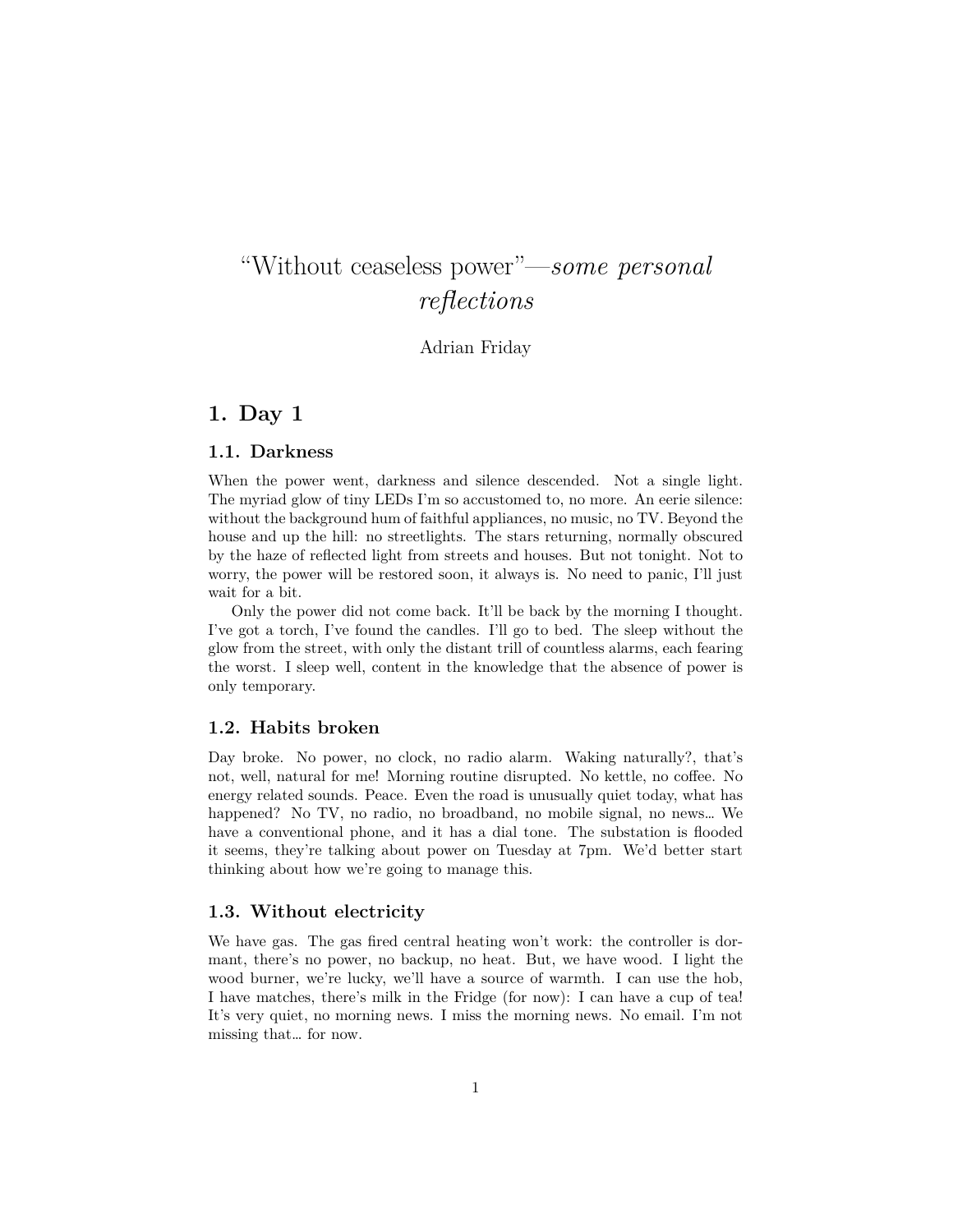# “Without ceaseless power”—*some personal reflections*

Adrian Friday

## 1. Day 1

### 1.1. Darkness

When the power went, darkness and silence descended. Not a single light. The myriad glow of tiny LEDs I’m so accustomed to, no more. An eerie silence: without the background hum of faithful appliances, no music, no TV. Beyond the house and up the hill: no streetlights. The stars returning, normally obscured by the haze of reflected light from streets and houses. But not tonight. Not to worry, the power will be restored soon, it always is. No need to panic, I’ll just wait for a bit.

Only the power did not come back. It’ll be back by the morning I thought. I’ve got a torch, I’ve found the candles. I’ll go to bed. The sleep without the glow from the street, with only the distant trill of countless alarms, each fearing the worst. I sleep well, content in the knowledge that the absence of power is only temporary.

### 1.2. Habits broken

Day broke. No power, no clock, no radio alarm. Waking naturally?, that’s not, well, natural for me! Morning routine disrupted. No kettle, no coffee. No energy related sounds. Peace. Even the road is unusually quiet today, what has happened? No TV, no radio, no broadband, no mobile signal, no news… We have a conventional phone, and it has a dial tone. The substation is flooded it seems, they’re talking about power on Tuesday at 7pm. We’d better start thinking about how we’re going to manage this.

### 1.3. Without electricity

We have gas. The gas fired central heating won’t work: the controller is dormant, there’s no power, no backup, no heat. But, we have wood. I light the wood burner, we’re lucky, we’ll have a source of warmth. I can use the hob, I have matches, there’s milk in the Fridge (for now): I can have a cup of tea! It’s very quiet, no morning news. I miss the morning news. No email. I’m not missing that… for now.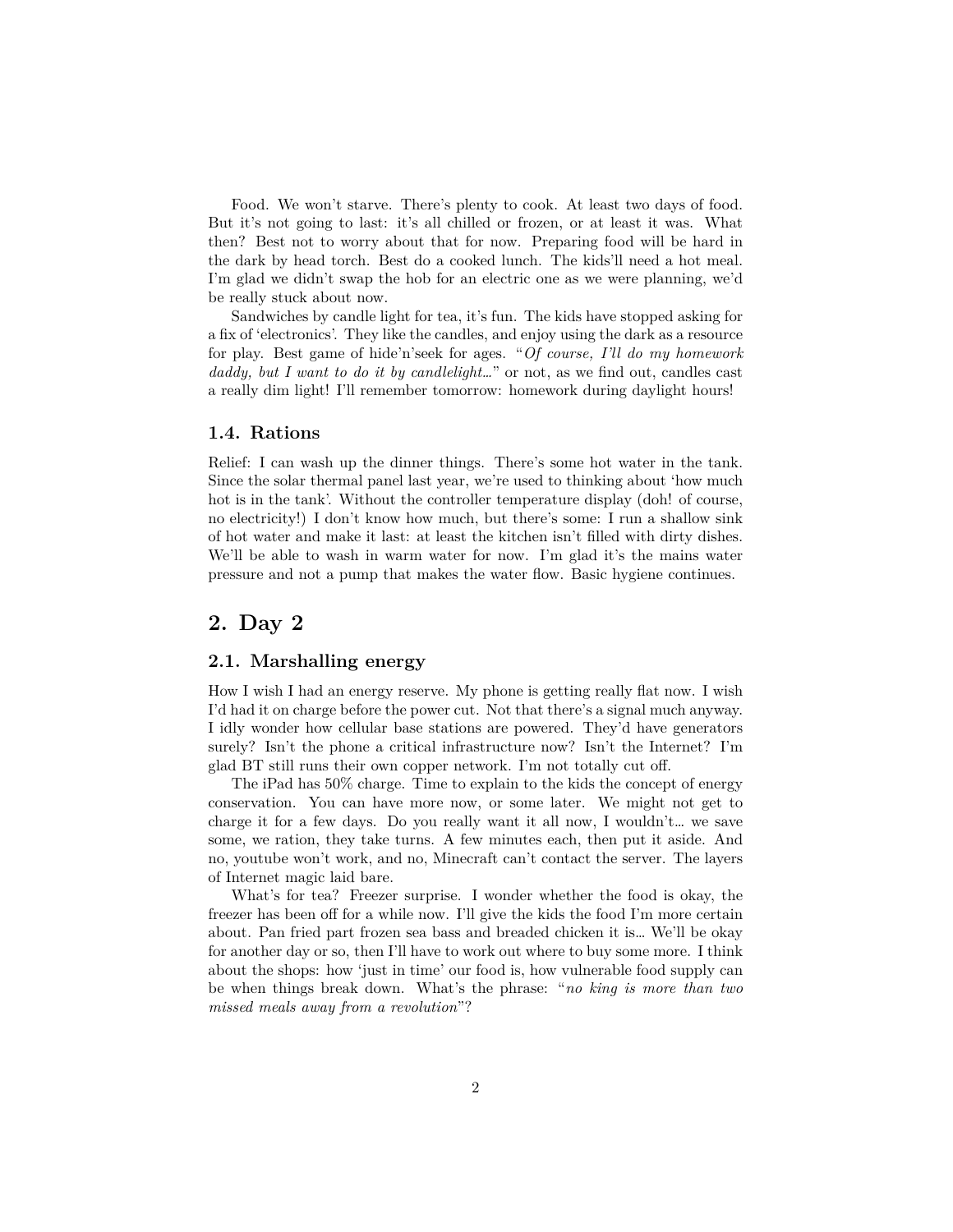Food. We won't starve. There's plenty to cook. At least two days of food. But it's not going to last: it's all chilled or frozen, or at least it was. What then? Best not to worry about that for now. Preparing food will be hard in the dark by head torch. Best do a cooked lunch. The kids'll need a hot meal. I'm glad we didn't swap the hob for an electric one as we were planning, we'd be really stuck about now.

Sandwiches by candle light for tea, it's fun. The kids have stopped asking for a fix of 'electronics'. They like the candles, and enjoy using the dark as a resource for play. Best game of hide'n'seek for ages. "*Of course, I'll do my homework daddy, but I want to do it by candlelight…*" or not, as we find out, candles cast a really dim light! I'll remember tomorrow: homework during daylight hours!

### 1.4. Rations

Relief: I can wash up the dinner things. There's some hot water in the tank. Since the solar thermal panel last year, we're used to thinking about 'how much hot is in the tank'. Without the controller temperature display (doh! of course, no electricity!) I don't know how much, but there's some: I run a shallow sink of hot water and make it last: at least the kitchen isn't filled with dirty dishes. We'll be able to wash in warm water for now. I'm glad it's the mains water pressure and not a pump that makes the water flow. Basic hygiene continues.

## 2. Day 2

### 2.1. Marshalling energy

How I wish I had an energy reserve. My phone is getting really flat now. I wish I'd had it on charge before the power cut. Not that there's a signal much anyway. I idly wonder how cellular base stations are powered. They'd have generators surely? Isn't the phone a critical infrastructure now? Isn't the Internet? I'm glad BT still runs their own copper network. I'm not totally cut off.

The iPad has 50% charge. Time to explain to the kids the concept of energy conservation. You can have more now, or some later. We might not get to charge it for a few days. Do you really want it all now, I wouldn't… we save some, we ration, they take turns. A few minutes each, then put it aside. And no, youtube won't work, and no, Minecraft can't contact the server. The layers of Internet magic laid bare.

What's for tea? Freezer surprise. I wonder whether the food is okay, the freezer has been off for a while now. I'll give the kids the food I'm more certain about. Pan fried part frozen sea bass and breaded chicken it is… We'll be okay for another day or so, then I'll have to work out where to buy some more. I think about the shops: how 'just in time' our food is, how vulnerable food supply can be when things break down. What's the phrase: "*no king is more than two missed meals away from a revolution*"?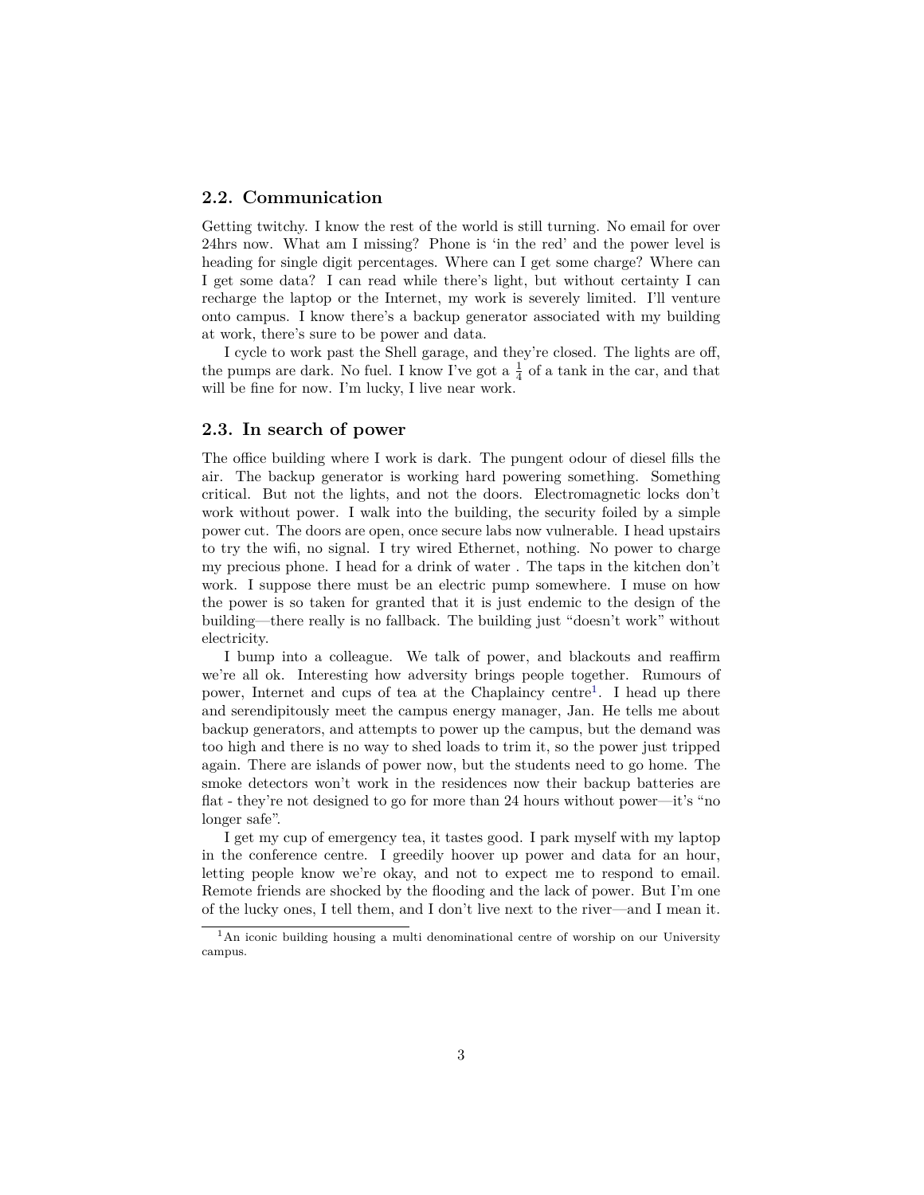## 2.2. Communication

Getting twitchy. I know the rest of the world is still turning. No email for over 24hrs now. What am I missing? Phone is 'in the red' and the power level is heading for single digit percentages. Where can I get some charge? Where can I get some data? I can read while there's light, but without certainty I can recharge the laptop or the Internet, my work is severely limited. I'll venture onto campus. I know there's a backup generator associated with my building at work, there's sure to be power and data.

I cycle to work past the Shell garage, and they're closed. The lights are off, the pumps are dark. No fuel. I know I've got a $\frac{1}{4}$ of a tank in the car, and that will be fine for now. I'm lucky, I live near work.

## 2.3. In search of power

The office building where I work is dark. The pungent odour of diesel fills the air. The backup generator is working hard powering something. Something critical. But not the lights, and not the doors. Electromagnetic locks don't work without power. I walk into the building, the security foiled by a simple power cut. The doors are open, once secure labs now vulnerable. I head upstairs to try the wifi, no signal. I try wired Ethernet, nothing. No power to charge my precious phone. I head for a drink of water . The taps in the kitchen don't work. I suppose there must be an electric pump somewhere. I muse on how the power is so taken for granted that it is just endemic to the design of the building—there really is no fallback. The building just "doesn't work" without electricity.

I bump into a colleague. We talk of power, and blackouts and reaffirm we're all ok. Interesting how adversity brings people together. Rumours of power, Internet and cups of tea at the Chaplaincy centre[1]. I head up there and serendipitously meet the campus energy manager, Jan. He tells me about backup generators, and attempts to power up the campus, but the demand was too high and there is no way to shed loads to trim it, so the power just tripped again. There are islands of power now, but the students need to go home. The smoke detectors won't work in the residences now their backup batteries are flat - they're not designed to go for more than 24 hours without power—it's "no longer safe".

I get my cup of emergency tea, it tastes good. I park myself with my laptop in the conference centre. I greedily hoover up power and data for an hour, letting people know we're okay, and not to expect me to respond to email. Remote friends are shocked by the flooding and the lack of power. But I'm one of the lucky ones, I tell them, and I don't live next to the river—and I mean it.

[1] An iconic building housing a multi denominational centre of worship on our University campus.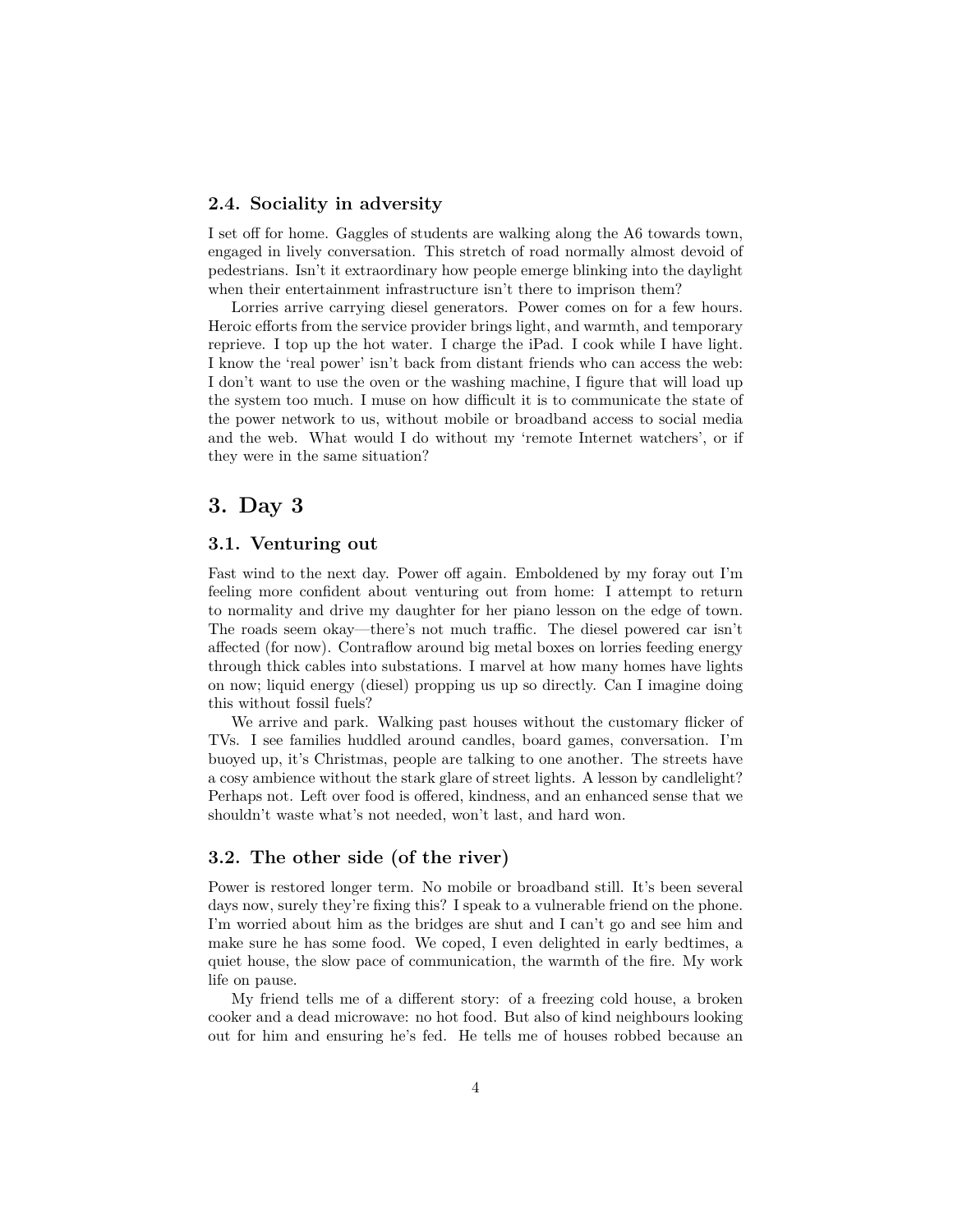### 2.4. Sociality in adversity

I set off for home. Gaggles of students are walking along the A6 towards town, engaged in lively conversation. This stretch of road normally almost devoid of pedestrians. Isn't it extraordinary how people emerge blinking into the daylight when their entertainment infrastructure isn't there to imprison them?

Lorries arrive carrying diesel generators. Power comes on for a few hours. Heroic efforts from the service provider brings light, and warmth, and temporary reprieve. I top up the hot water. I charge the iPad. I cook while I have light. I know the 'real power' isn't back from distant friends who can access the web: I don't want to use the oven or the washing machine, I figure that will load up the system too much. I muse on how difficult it is to communicate the state of the power network to us, without mobile or broadband access to social media and the web. What would I do without my 'remote Internet watchers', or if they were in the same situation?

## 3. Day 3

### 3.1. Venturing out

Fast wind to the next day. Power off again. Emboldened by my foray out I'm feeling more confident about venturing out from home: I attempt to return to normality and drive my daughter for her piano lesson on the edge of town. The roads seem okay—there's not much traffic. The diesel powered car isn't affected (for now). Contraflow around big metal boxes on lorries feeding energy through thick cables into substations. I marvel at how many homes have lights on now; liquid energy (diesel) propping us up so directly. Can I imagine doing this without fossil fuels?

We arrive and park. Walking past houses without the customary flicker of TVs. I see families huddled around candles, board games, conversation. I'm buoyed up, it's Christmas, people are talking to one another. The streets have a cosy ambience without the stark glare of street lights. A lesson by candlelight? Perhaps not. Left over food is offered, kindness, and an enhanced sense that we shouldn't waste what's not needed, won't last, and hard won.

### 3.2. The other side (of the river)

Power is restored longer term. No mobile or broadband still. It's been several days now, surely they're fixing this? I speak to a vulnerable friend on the phone. I'm worried about him as the bridges are shut and I can't go and see him and make sure he has some food. We coped, I even delighted in early bedtimes, a quiet house, the slow pace of communication, the warmth of the fire. My work life on pause.

My friend tells me of a different story: of a freezing cold house, a broken cooker and a dead microwave: no hot food. But also of kind neighbours looking out for him and ensuring he's fed. He tells me of houses robbed because an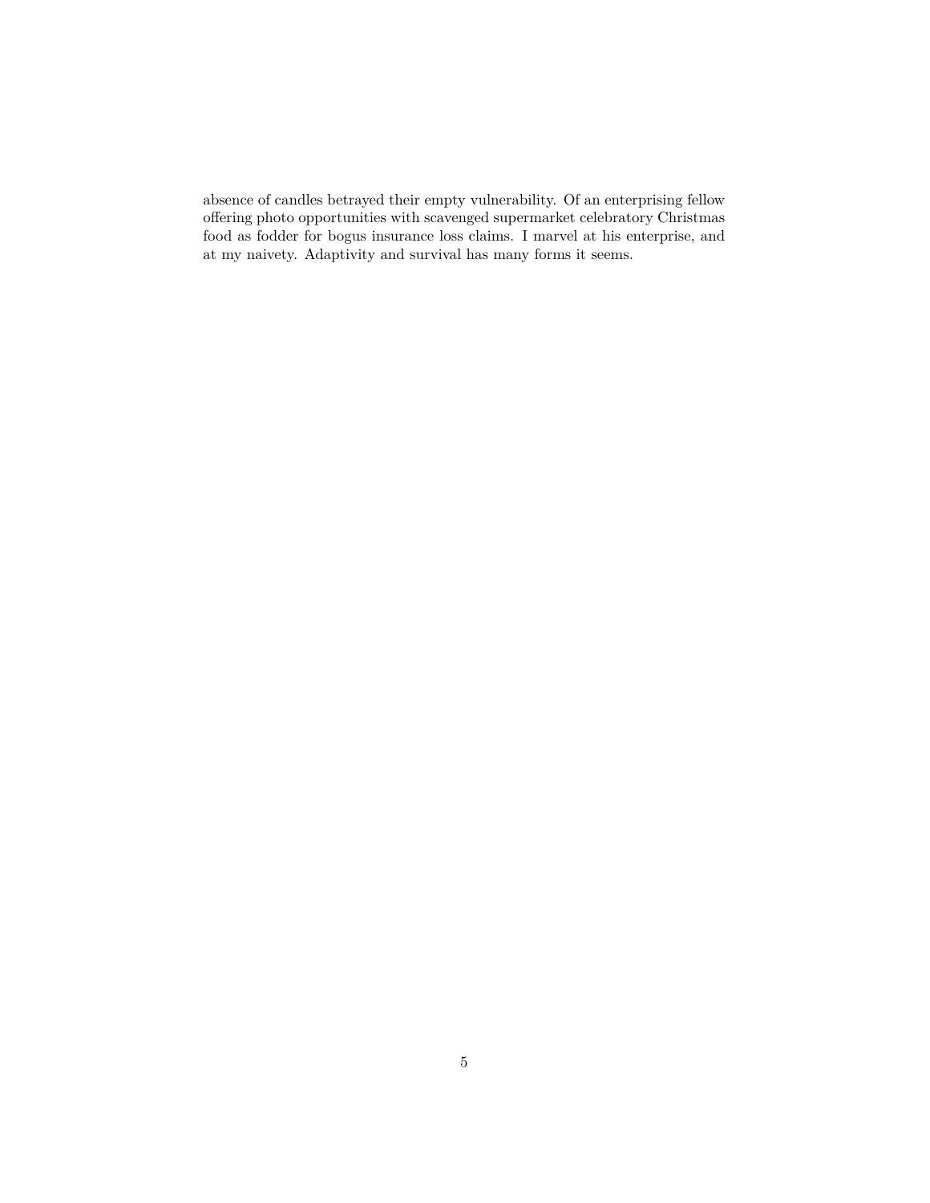absence of candles betrayed their empty vulnerability. Of an enterprising fellow offering photo opportunities with scavenged supermarket celebratory Christmas food as fodder for bogus insurance loss claims. I marvel at his enterprise, and at my naivety. Adaptivity and survival has many forms it seems.